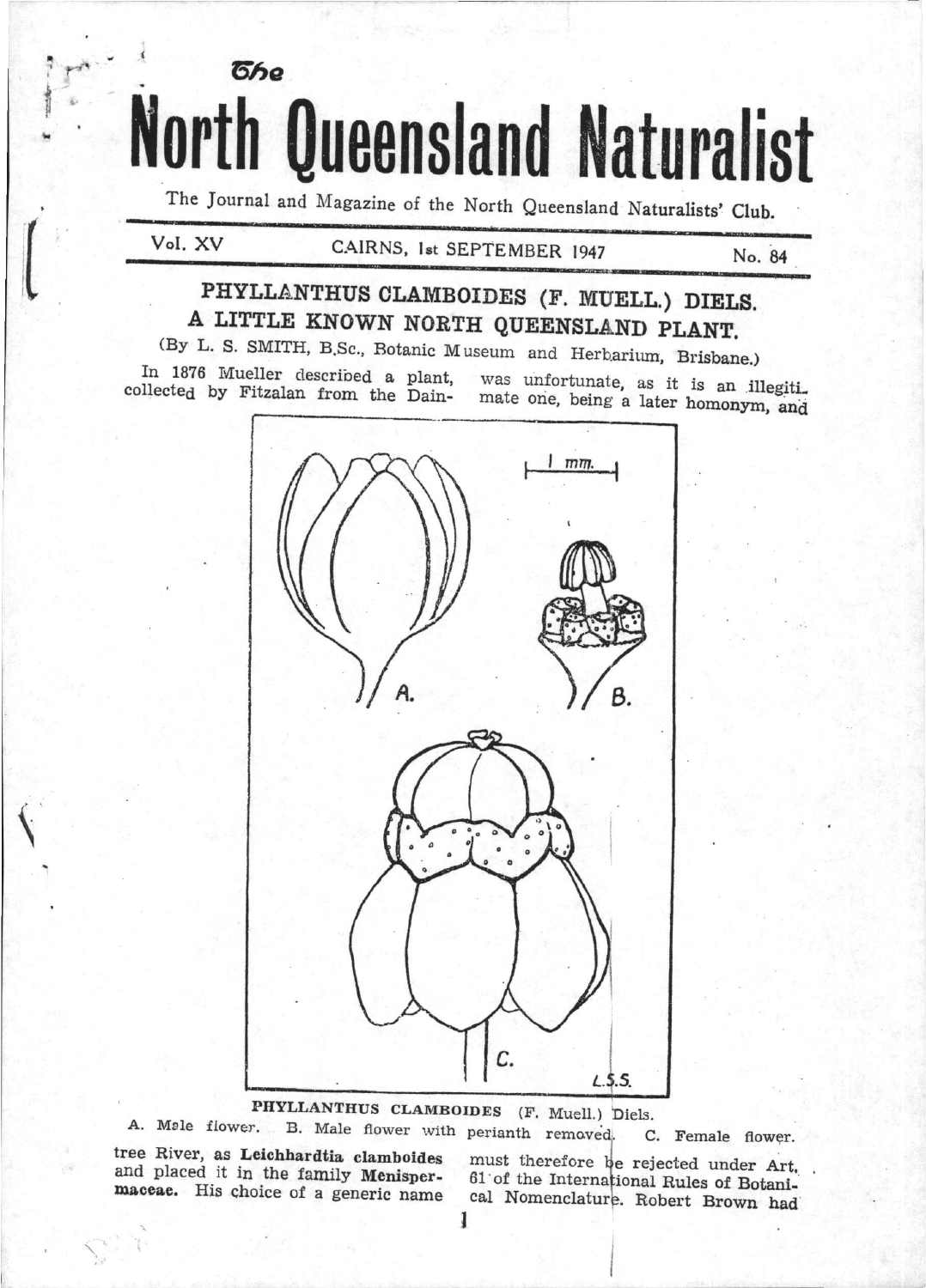# The North Queensland Naturalist

The Journal and Magazine of the North Queensland Naturalists' Club.

Vol. XV CAIRNS, 1st SEPTEMBER 1947 No. 84

## PHYLLANTHUS CLAMBOIDES (F. MUELL.) DIELS. A LITTLE KNOWN NORTH QUEENSLAND PLANT.

(By L. S. SMITH, B.Sc., Botanic Museum and Herbarium, Brisbane.)

In 1876 Mueller described a plant, collected by Fitzalan from the Daintree River, as **Leichhardtia clamboides** and placed it in the family **Menispermaceae.** His choice of a generic name was unfortunate, as it is an illegitimate one, being a later homonym, and must therefore be rejected under Art. 61 of the International Rules of Botanical Nomenclature. Robert Brown had

1 mm.

A. B. C.

L.S.S.

PHYLLANTHUS CLAMBOIDES (F. Muell.) Diels.
A. Male flower. B. Male flower with perianth removed. C. Female flower.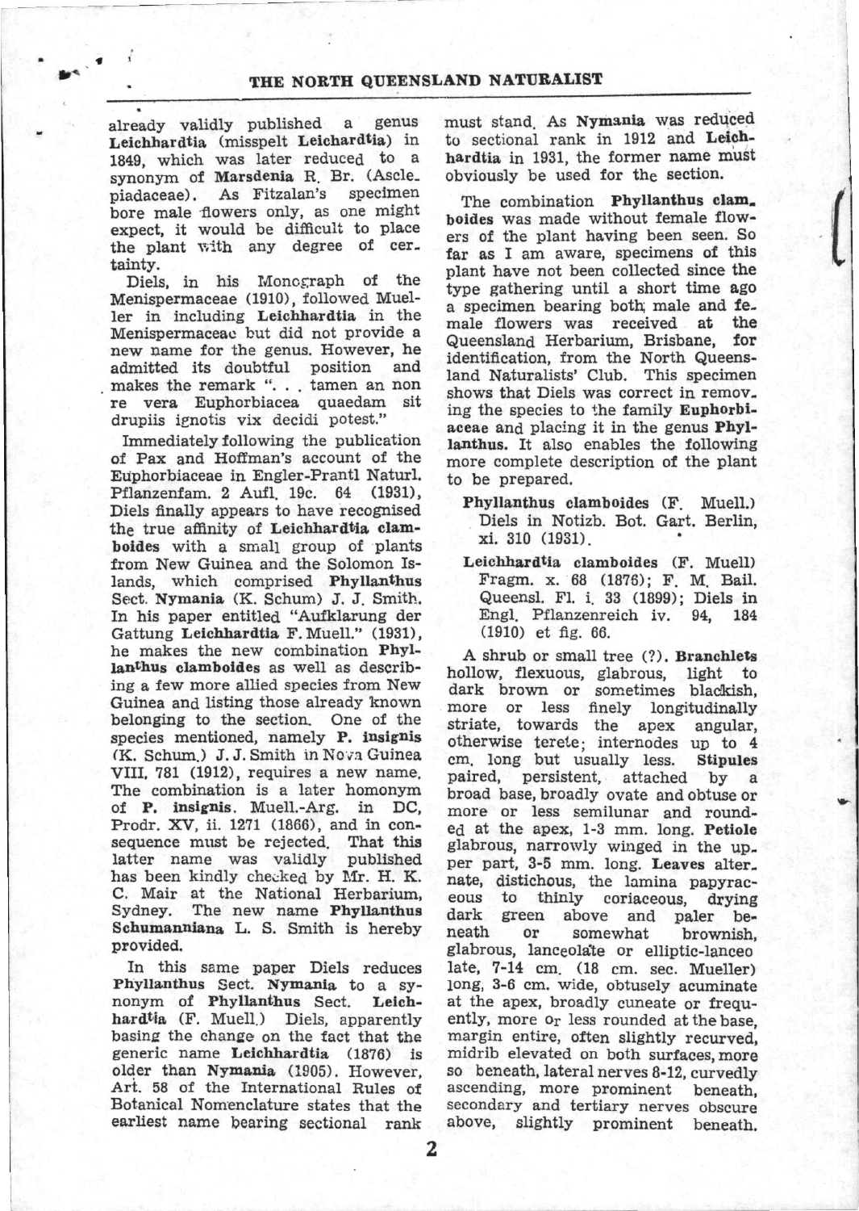already validly published a genus **Leichhardtia** (misspelt **Leichardtia**) in 1849, which was later reduced to a synonym of **Marsdenia** R. Br. (Asclepiadaceae). As Fitzalan's specimen bore male flowers only, as one might expect, it would be difficult to place the plant with any degree of certainty.

Diels, in his Monograph of the Menispermaceae (1910), followed Mueller in including **Leichhardtia** in the Menispermaceae but did not provide a new name for the genus. However, he admitted its doubtful position and makes the remark ". . . tamen an non re vera Euphorbiacea quaedam sit drupiis ignotis vix decidi potest."

Immediately following the publication of Pax and Hoffman's account of the Euphorbiaceae in Engler-Prantl Naturl. Pflanzenfam. 2 Aufl. 19c. 64 (1931), Diels finally appears to have recognised the true affinity of **Leichhardtia clamboides** with a small group of plants from New Guinea and the Solomon Islands, which comprised **Phyllanthus** Sect. **Nymania** (K. Schum) J. J. Smith. In his paper entitled "Aufklarung der Gattung **Leichhardtia** F. Muell." (1931), he makes the new combination **Phyllanthus clamboides** as well as describing a few more allied species from New Guinea and listing those already known belonging to the section. One of the species mentioned, namely **P. insignis** (K. Schum.) J. J. Smith in Nova Guinea VIII, 781 (1912), requires a new name. The combination is a later homonym of **P. insignis**. Muell.-Arg. in DC, Prodr. XV, ii. 1271 (1866), and in consequence must be rejected. That this latter name was validly published has been kindly checked by Mr. H. K. C. Mair at the National Herbarium, Sydney. The new name **Phyllanthus Schumanniana** L. S. Smith is hereby provided.

In this same paper Diels reduces **Phyllanthus** Sect. **Nymania** to a synonym of **Phyllanthus** Sect. **Leichhardtia** (F. Muell.) Diels, apparently basing the change on the fact that the generic name **Leichhardtia** (1876) is older than **Nymania** (1905). However, Art. 58 of the International Rules of Botanical Nomenclature states that the earliest name bearing sectional rank must stand. As **Nymania** was reduced to sectional rank in 1912 and **Leichhardtia** in 1931, the former name must obviously be used for the section.

The combination **Phyllanthus clamboides** was made without female flowers of the plant having been seen. So far as I am aware, specimens of this plant have not been collected since the type gathering until a short time ago a specimen bearing both male and female flowers was received at the Queensland Herbarium, Brisbane, for identification, from the North Queensland Naturalists' Club. This specimen shows that Diels was correct in removing the species to the family **Euphorbiaceae** and placing it in the genus **Phyllanthus**. It also enables the following more complete description of the plant to be prepared.

**Phyllanthus clamboides** (F. Muell.) Diels in Notizb. Bot. Gart. Berlin, xi. 310 (1931).

**Leichhardtia clamboides** (F. Muell) Fragm. x. 68 (1876); F. M. Bail. Queensl. Fl. i. 33 (1899); Diels in Engl. Pflanzenreich iv. 94, 184 (1910) et fig. 66.

A shrub or small tree (?). **Branchlets** hollow, flexuous, glabrous, light to dark brown or sometimes blackish, more or less finely longitudinally striate, towards the apex angular, otherwise terete; internodes up to 4 cm. long but usually less. **Stipules** paired, persistent, attached by a broad base, broadly ovate and obtuse or more or less semilunar and rounded at the apex, 1-3 mm. long. **Petiole** glabrous, narrowly winged in the upper part, 3-5 mm. long. **Leaves** alternate, distichous, the lamina papyraceous to thinly coriaceous, drying dark green above and paler beneath or somewhat brownish, glabrous, lanceolate or elliptic-lanceolate, 7-14 cm. (18 cm. sec. Mueller) long, 3-6 cm. wide, obtusely acuminate at the apex, broadly cuneate or frequently, more or less rounded at the base, margin entire, often slightly recurved, midrib elevated on both surfaces, more so beneath, lateral nerves 8-12, curvedly ascending, more prominent beneath, secondary and tertiary nerves obscure above, slightly prominent beneath.